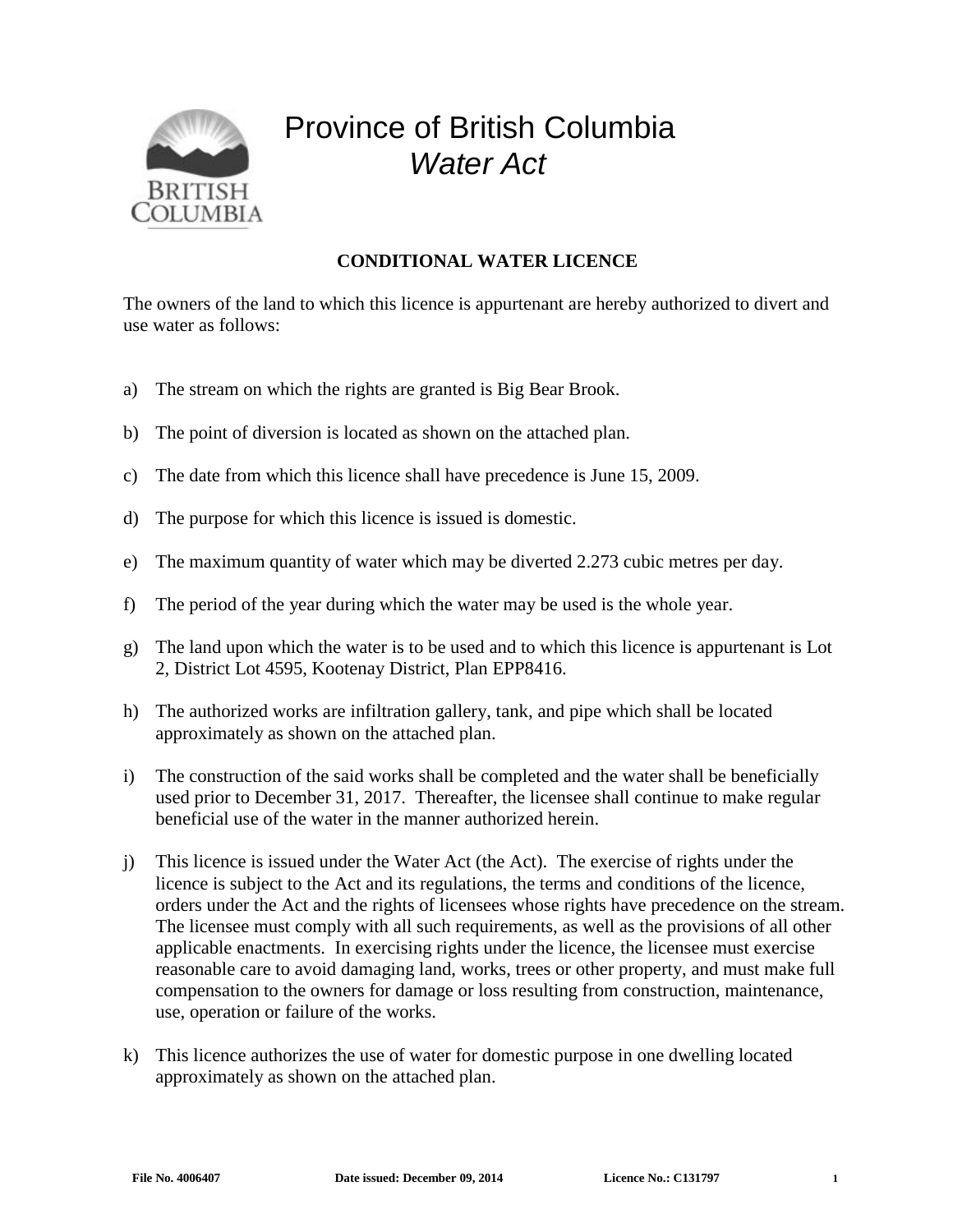# Province of British Columbia
## *Water Act*

**CONDITIONAL WATER LICENCE**

The owners of the land to which this licence is appurtenant are hereby authorized to divert and use water as follows:

a) The stream on which the rights are granted is Big Bear Brook.

b) The point of diversion is located as shown on the attached plan.

c) The date from which this licence shall have precedence is June 15, 2009.

d) The purpose for which this licence is issued is domestic.

e) The maximum quantity of water which may be diverted 2.273 cubic metres per day.

f) The period of the year during which the water may be used is the whole year.

g) The land upon which the water is to be used and to which this licence is appurtenant is Lot 2, District Lot 4595, Kootenay District, Plan EPP8416.

h) The authorized works are infiltration gallery, tank, and pipe which shall be located approximately as shown on the attached plan.

i) The construction of the said works shall be completed and the water shall be beneficially used prior to December 31, 2017. Thereafter, the licensee shall continue to make regular beneficial use of the water in the manner authorized herein.

j) This licence is issued under the Water Act (the Act). The exercise of rights under the licence is subject to the Act and its regulations, the terms and conditions of the licence, orders under the Act and the rights of licensees whose rights have precedence on the stream. The licensee must comply with all such requirements, as well as the provisions of all other applicable enactments. In exercising rights under the licence, the licensee must exercise reasonable care to avoid damaging land, works, trees or other property, and must make full compensation to the owners for damage or loss resulting from construction, maintenance, use, operation or failure of the works.

k) This licence authorizes the use of water for domestic purpose in one dwelling located approximately as shown on the attached plan.

**File No. 4006407** **Date issued: December 09, 2014** **Licence No.: C131797**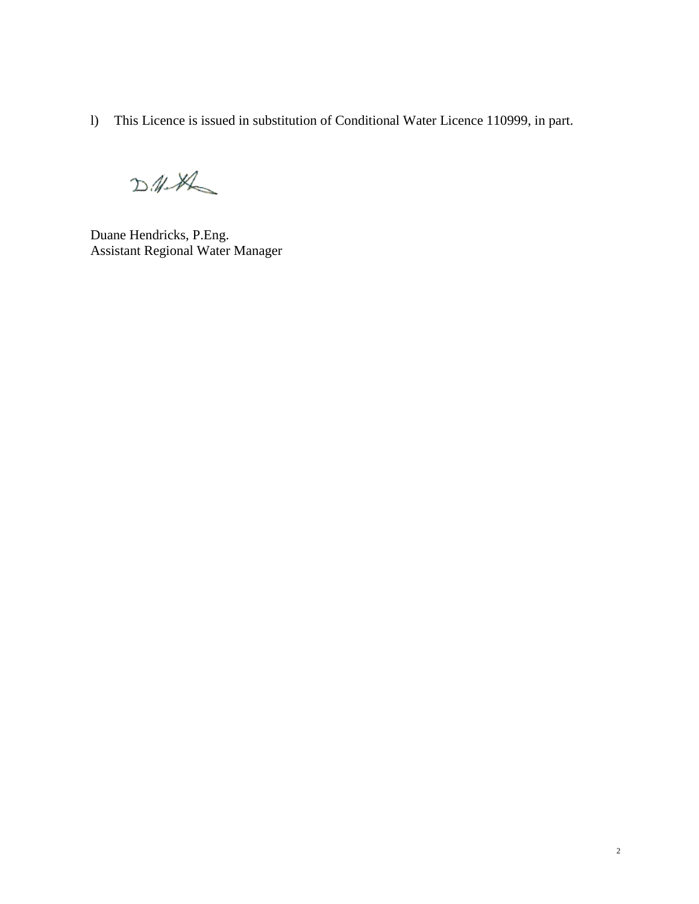l) This Licence is issued in substitution of Conditional Water Licence 110999, in part.

Duane Hendricks, P.Eng.
Assistant Regional Water Manager